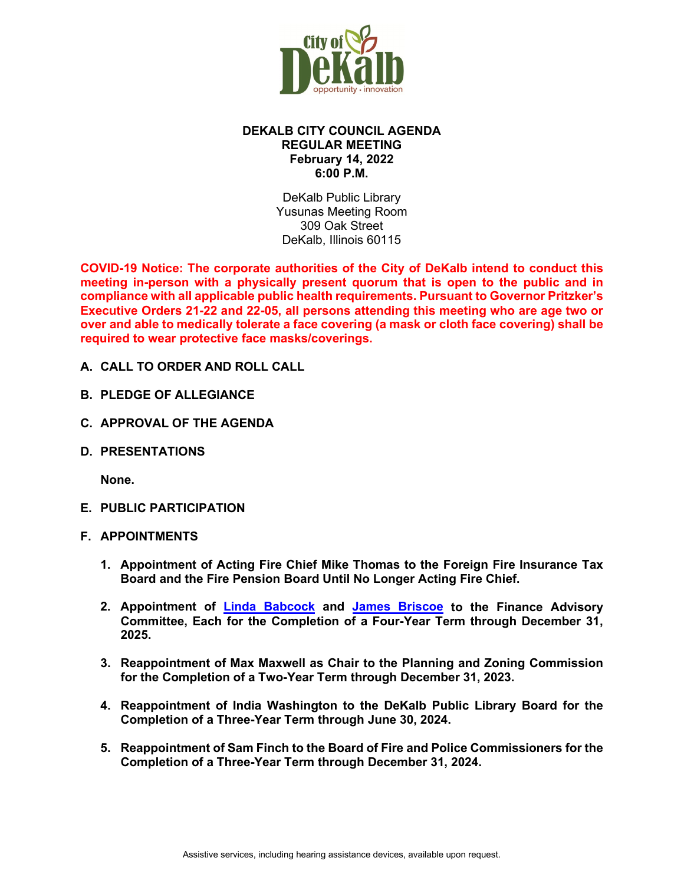# DEKALB CITY COUNCIL AGENDA
## REGULAR MEETING
### February 14, 2022
### 6:00 P.M.

DeKalb Public Library
Yusunas Meeting Room
309 Oak Street
DeKalb, Illinois 60115

**COVID-19 Notice: The corporate authorities of the City of DeKalb intend to conduct this meeting in-person with a physically present quorum that is open to the public and in compliance with all applicable public health requirements. Pursuant to Governor Pritzker's Executive Orders 21-22 and 22-05, all persons attending this meeting who are age two or over and able to medically tolerate a face covering (a mask or cloth face covering) shall be required to wear protective face masks/coverings.**

**A. CALL TO ORDER AND ROLL CALL**

**B. PLEDGE OF ALLEGIANCE**

**C. APPROVAL OF THE AGENDA**

**D. PRESENTATIONS**

**None.**

**E. PUBLIC PARTICIPATION**

**F. APPOINTMENTS**

1. **Appointment of Acting Fire Chief Mike Thomas to the Foreign Fire Insurance Tax Board and the Fire Pension Board Until No Longer Acting Fire Chief.**

2. **Appointment of Linda Babcock and James Briscoe to the Finance Advisory Committee, Each for the Completion of a Four-Year Term through December 31, 2025.**

3. **Reappointment of Max Maxwell as Chair to the Planning and Zoning Commission for the Completion of a Two-Year Term through December 31, 2023.**

4. **Reappointment of India Washington to the DeKalb Public Library Board for the Completion of a Three-Year Term through June 30, 2024.**

5. **Reappointment of Sam Finch to the Board of Fire and Police Commissioners for the Completion of a Three-Year Term through December 31, 2024.**

Assistive services, including hearing assistance devices, available upon request.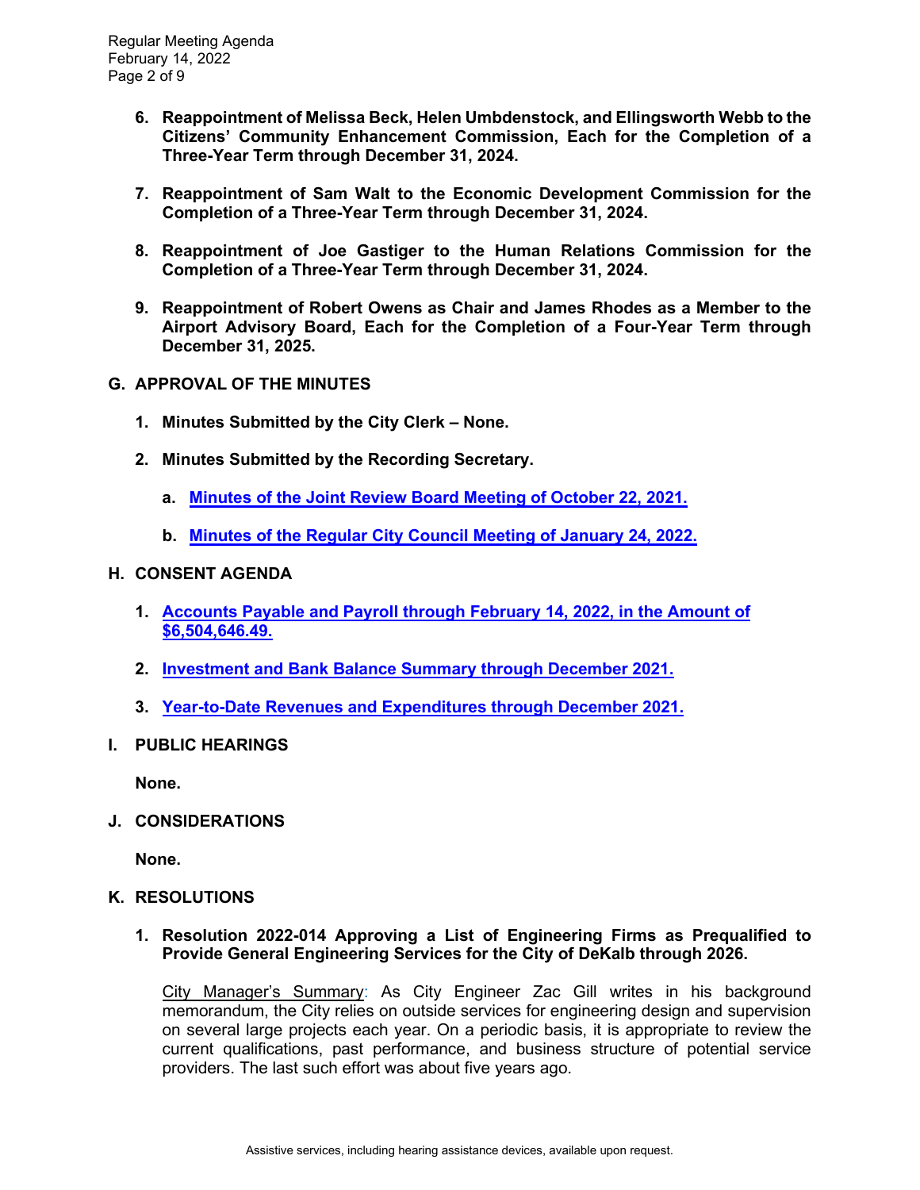6. **Reappointment of Melissa Beck, Helen Umbdenstock, and Ellingsworth Webb to the Citizens' Community Enhancement Commission, Each for the Completion of a Three-Year Term through December 31, 2024.**

7. **Reappointment of Sam Walt to the Economic Development Commission for the Completion of a Three-Year Term through December 31, 2024.**

8. **Reappointment of Joe Gastiger to the Human Relations Commission for the Completion of a Three-Year Term through December 31, 2024.**

9. **Reappointment of Robert Owens as Chair and James Rhodes as a Member to the Airport Advisory Board, Each for the Completion of a Four-Year Term through December 31, 2025.**

## G. APPROVAL OF THE MINUTES

1. **Minutes Submitted by the City Clerk – None.**

2. **Minutes Submitted by the Recording Secretary.**

   a. **Minutes of the Joint Review Board Meeting of October 22, 2021.**

   b. **Minutes of the Regular City Council Meeting of January 24, 2022.**

## H. CONSENT AGENDA

1. **Accounts Payable and Payroll through February 14, 2022, in the Amount of $6,504,646.49.**

2. **Investment and Bank Balance Summary through December 2021.**

3. **Year-to-Date Revenues and Expenditures through December 2021.**

## I. PUBLIC HEARINGS

**None.**

## J. CONSIDERATIONS

**None.**

## K. RESOLUTIONS

1. **Resolution 2022-014 Approving a List of Engineering Firms as Prequalified to Provide General Engineering Services for the City of DeKalb through 2026.**

   City Manager's Summary: As City Engineer Zac Gill writes in his background memorandum, the City relies on outside services for engineering design and supervision on several large projects each year. On a periodic basis, it is appropriate to review the current qualifications, past performance, and business structure of potential service providers. The last such effort was about five years ago.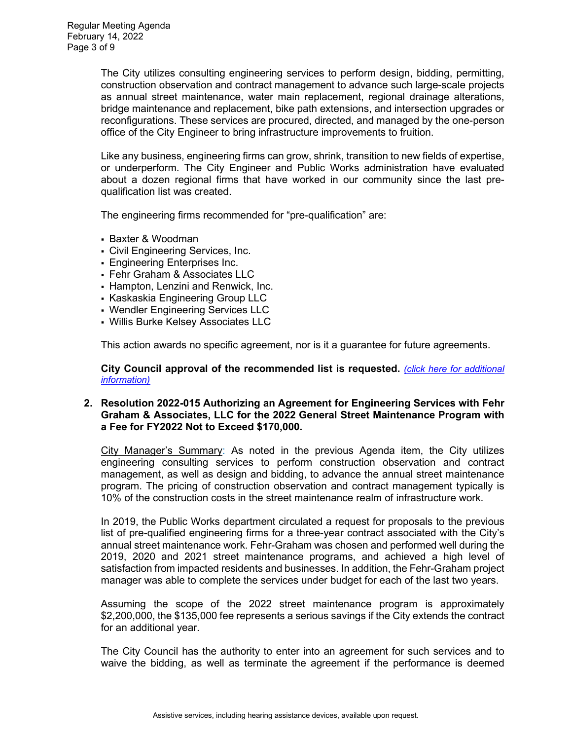The City utilizes consulting engineering services to perform design, bidding, permitting, construction observation and contract management to advance such large-scale projects as annual street maintenance, water main replacement, regional drainage alterations, bridge maintenance and replacement, bike path extensions, and intersection upgrades or reconfigurations. These services are procured, directed, and managed by the one-person office of the City Engineer to bring infrastructure improvements to fruition.

Like any business, engineering firms can grow, shrink, transition to new fields of expertise, or underperform. The City Engineer and Public Works administration have evaluated about a dozen regional firms that have worked in our community since the last pre-qualification list was created.

The engineering firms recommended for "pre-qualification" are:

- Baxter & Woodman
- Civil Engineering Services, Inc.
- Engineering Enterprises Inc.
- Fehr Graham & Associates LLC
- Hampton, Lenzini and Renwick, Inc.
- Kaskaskia Engineering Group LLC
- Wendler Engineering Services LLC
- Willis Burke Kelsey Associates LLC

This action awards no specific agreement, nor is it a guarantee for future agreements.

**City Council approval of the recommended list is requested.** *(click here for additional information)*

**2. Resolution 2022-015 Authorizing an Agreement for Engineering Services with Fehr Graham & Associates, LLC for the 2022 General Street Maintenance Program with a Fee for FY2022 Not to Exceed $170,000.**

City Manager's Summary: As noted in the previous Agenda item, the City utilizes engineering consulting services to perform construction observation and contract management, as well as design and bidding, to advance the annual street maintenance program. The pricing of construction observation and contract management typically is 10% of the construction costs in the street maintenance realm of infrastructure work.

In 2019, the Public Works department circulated a request for proposals to the previous list of pre-qualified engineering firms for a three-year contract associated with the City's annual street maintenance work. Fehr-Graham was chosen and performed well during the 2019, 2020 and 2021 street maintenance programs, and achieved a high level of satisfaction from impacted residents and businesses. In addition, the Fehr-Graham project manager was able to complete the services under budget for each of the last two years.

Assuming the scope of the 2022 street maintenance program is approximately $2,200,000, the $135,000 fee represents a serious savings if the City extends the contract for an additional year.

The City Council has the authority to enter into an agreement for such services and to waive the bidding, as well as terminate the agreement if the performance is deemed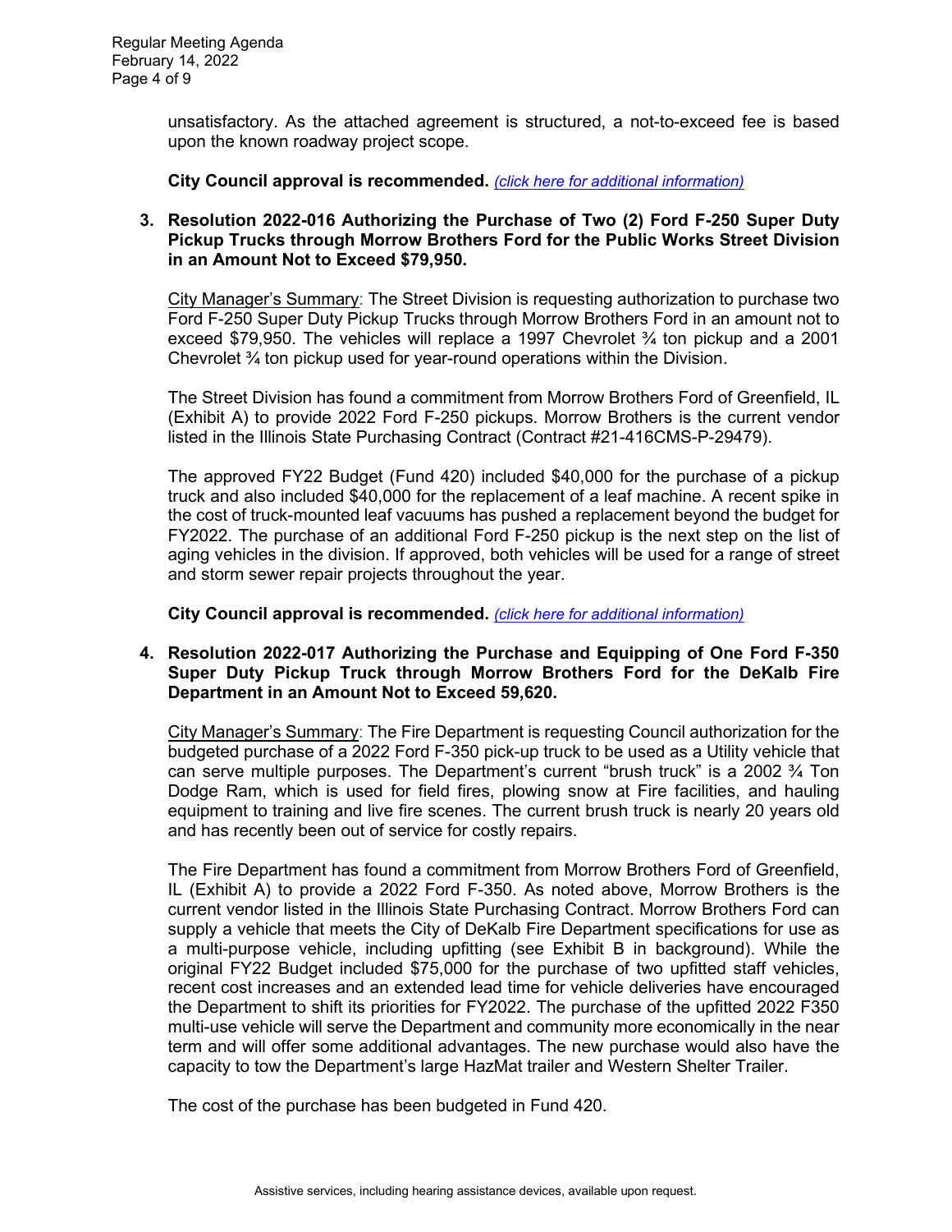unsatisfactory. As the attached agreement is structured, a not-to-exceed fee is based upon the known roadway project scope.

**City Council approval is recommended.** *(click here for additional information)*

**3. Resolution 2022-016 Authorizing the Purchase of Two (2) Ford F-250 Super Duty Pickup Trucks through Morrow Brothers Ford for the Public Works Street Division in an Amount Not to Exceed $79,950.**

City Manager's Summary: The Street Division is requesting authorization to purchase two Ford F-250 Super Duty Pickup Trucks through Morrow Brothers Ford in an amount not to exceed $79,950. The vehicles will replace a 1997 Chevrolet ¾ ton pickup and a 2001 Chevrolet ¾ ton pickup used for year-round operations within the Division.

The Street Division has found a commitment from Morrow Brothers Ford of Greenfield, IL (Exhibit A) to provide 2022 Ford F-250 pickups. Morrow Brothers is the current vendor listed in the Illinois State Purchasing Contract (Contract #21-416CMS-P-29479).

The approved FY22 Budget (Fund 420) included $40,000 for the purchase of a pickup truck and also included $40,000 for the replacement of a leaf machine. A recent spike in the cost of truck-mounted leaf vacuums has pushed a replacement beyond the budget for FY2022. The purchase of an additional Ford F-250 pickup is the next step on the list of aging vehicles in the division. If approved, both vehicles will be used for a range of street and storm sewer repair projects throughout the year.

**City Council approval is recommended.** *(click here for additional information)*

**4. Resolution 2022-017 Authorizing the Purchase and Equipping of One Ford F-350 Super Duty Pickup Truck through Morrow Brothers Ford for the DeKalb Fire Department in an Amount Not to Exceed 59,620.**

City Manager's Summary: The Fire Department is requesting Council authorization for the budgeted purchase of a 2022 Ford F-350 pick-up truck to be used as a Utility vehicle that can serve multiple purposes. The Department's current "brush truck" is a 2002 ¾ Ton Dodge Ram, which is used for field fires, plowing snow at Fire facilities, and hauling equipment to training and live fire scenes. The current brush truck is nearly 20 years old and has recently been out of service for costly repairs.

The Fire Department has found a commitment from Morrow Brothers Ford of Greenfield, IL (Exhibit A) to provide a 2022 Ford F-350. As noted above, Morrow Brothers is the current vendor listed in the Illinois State Purchasing Contract. Morrow Brothers Ford can supply a vehicle that meets the City of DeKalb Fire Department specifications for use as a multi-purpose vehicle, including upfitting (see Exhibit B in background). While the original FY22 Budget included $75,000 for the purchase of two upfitted staff vehicles, recent cost increases and an extended lead time for vehicle deliveries have encouraged the Department to shift its priorities for FY2022. The purchase of the upfitted 2022 F350 multi-use vehicle will serve the Department and community more economically in the near term and will offer some additional advantages. The new purchase would also have the capacity to tow the Department's large HazMat trailer and Western Shelter Trailer.

The cost of the purchase has been budgeted in Fund 420.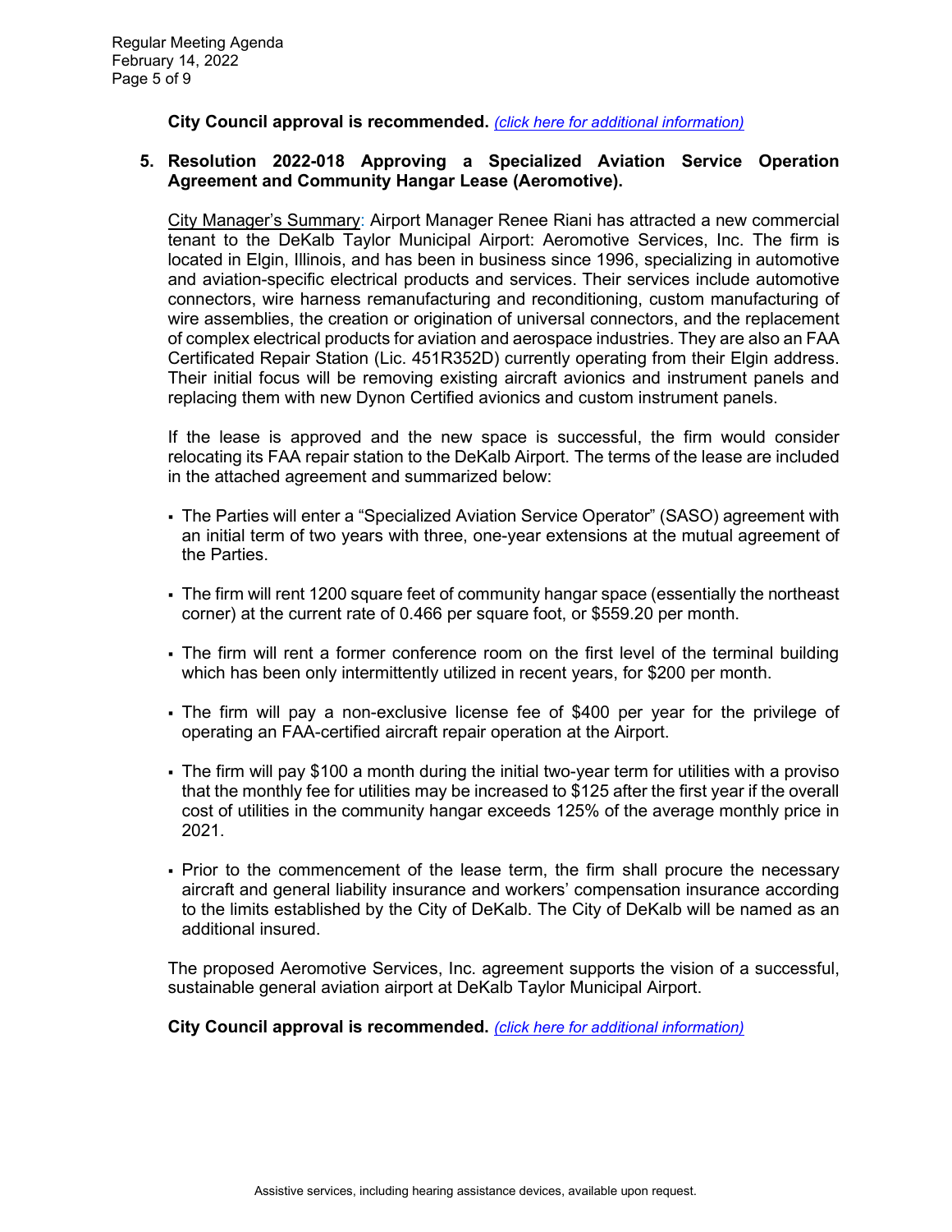**City Council approval is recommended.** *(click here for additional information)*

**5. Resolution 2022-018 Approving a Specialized Aviation Service Operation Agreement and Community Hangar Lease (Aeromotive).**

City Manager's Summary: Airport Manager Renee Riani has attracted a new commercial tenant to the DeKalb Taylor Municipal Airport: Aeromotive Services, Inc. The firm is located in Elgin, Illinois, and has been in business since 1996, specializing in automotive and aviation-specific electrical products and services. Their services include automotive connectors, wire harness remanufacturing and reconditioning, custom manufacturing of wire assemblies, the creation or origination of universal connectors, and the replacement of complex electrical products for aviation and aerospace industries. They are also an FAA Certificated Repair Station (Lic. 451R352D) currently operating from their Elgin address. Their initial focus will be removing existing aircraft avionics and instrument panels and replacing them with new Dynon Certified avionics and custom instrument panels.

If the lease is approved and the new space is successful, the firm would consider relocating its FAA repair station to the DeKalb Airport. The terms of the lease are included in the attached agreement and summarized below:

- The Parties will enter a "Specialized Aviation Service Operator" (SASO) agreement with an initial term of two years with three, one-year extensions at the mutual agreement of the Parties.
- The firm will rent 1200 square feet of community hangar space (essentially the northeast corner) at the current rate of 0.466 per square foot, or $559.20 per month.
- The firm will rent a former conference room on the first level of the terminal building which has been only intermittently utilized in recent years, for $200 per month.
- The firm will pay a non-exclusive license fee of $400 per year for the privilege of operating an FAA-certified aircraft repair operation at the Airport.
- The firm will pay $100 a month during the initial two-year term for utilities with a proviso that the monthly fee for utilities may be increased to $125 after the first year if the overall cost of utilities in the community hangar exceeds 125% of the average monthly price in 2021.
- Prior to the commencement of the lease term, the firm shall procure the necessary aircraft and general liability insurance and workers' compensation insurance according to the limits established by the City of DeKalb. The City of DeKalb will be named as an additional insured.

The proposed Aeromotive Services, Inc. agreement supports the vision of a successful, sustainable general aviation airport at DeKalb Taylor Municipal Airport.

**City Council approval is recommended.** *(click here for additional information)*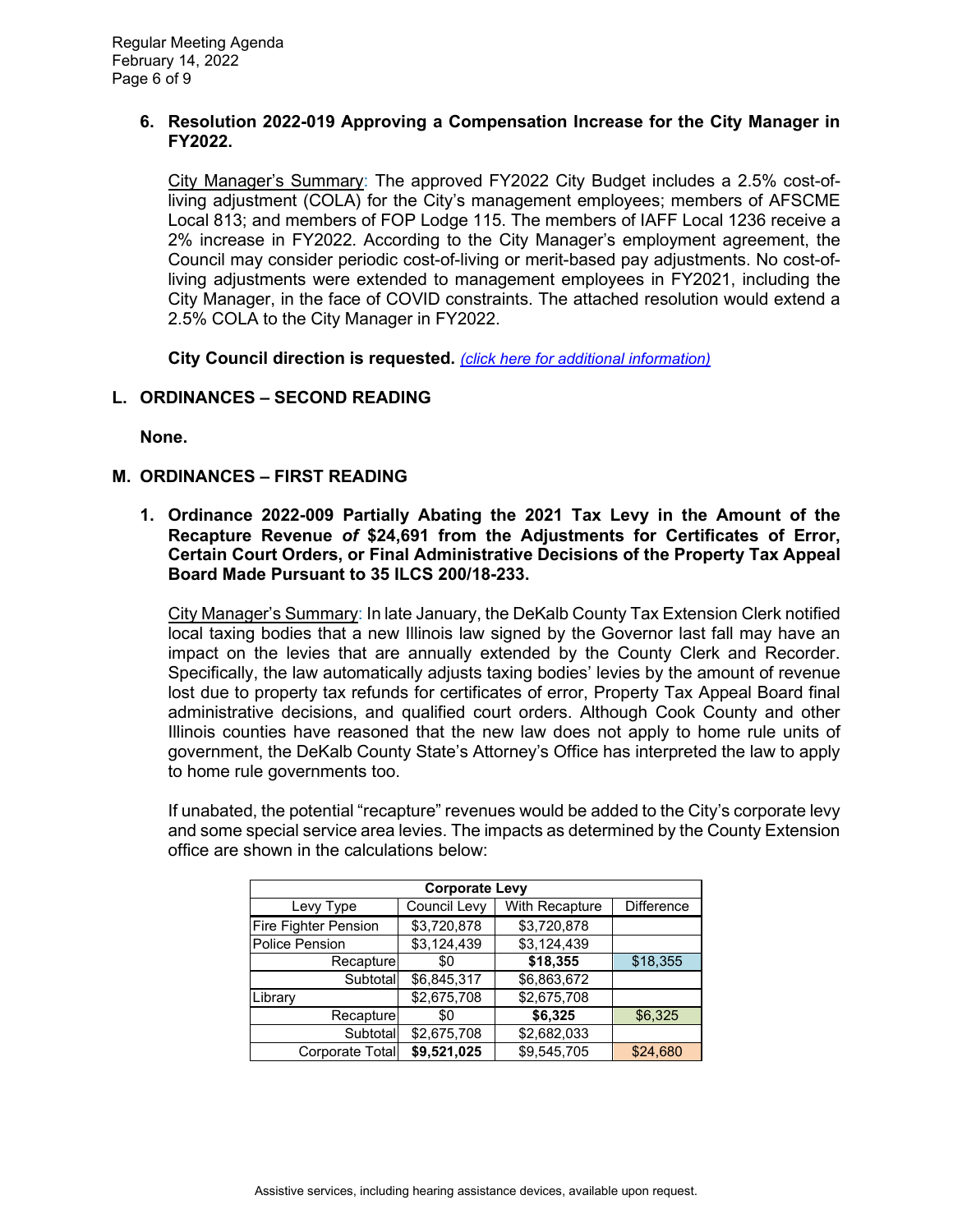6. **Resolution 2022-019 Approving a Compensation Increase for the City Manager in FY2022.**

   City Manager's Summary: The approved FY2022 City Budget includes a 2.5% cost-of-living adjustment (COLA) for the City's management employees; members of AFSCME Local 813; and members of FOP Lodge 115. The members of IAFF Local 1236 receive a 2% increase in FY2022. According to the City Manager's employment agreement, the Council may consider periodic cost-of-living or merit-based pay adjustments. No cost-of-living adjustments were extended to management employees in FY2021, including the City Manager, in the face of COVID constraints. The attached resolution would extend a 2.5% COLA to the City Manager in FY2022.

   **City Council direction is requested.** *(click here for additional information)*

## L. ORDINANCES – SECOND READING

**None.**

## M. ORDINANCES – FIRST READING

1. **Ordinance 2022-009 Partially Abating the 2021 Tax Levy in the Amount of the Recapture Revenue *of* $24,691 from the Adjustments for Certificates of Error, Certain Court Orders, or Final Administrative Decisions of the Property Tax Appeal Board Made Pursuant to 35 ILCS 200/18-233.**

   City Manager's Summary: In late January, the DeKalb County Tax Extension Clerk notified local taxing bodies that a new Illinois law signed by the Governor last fall may have an impact on the levies that are annually extended by the County Clerk and Recorder. Specifically, the law automatically adjusts taxing bodies' levies by the amount of revenue lost due to property tax refunds for certificates of error, Property Tax Appeal Board final administrative decisions, and qualified court orders. Although Cook County and other Illinois counties have reasoned that the new law does not apply to home rule units of government, the DeKalb County State's Attorney's Office has interpreted the law to apply to home rule governments too.

   If unabated, the potential "recapture" revenues would be added to the City's corporate levy and some special service area levies. The impacts as determined by the County Extension office are shown in the calculations below:

| **Corporate Levy** | | | |
|---|---|---|---|
| Levy Type | Council Levy | With Recapture | Difference |
| Fire Fighter Pension | $3,720,878 | $3,720,878 | |
| Police Pension | $3,124,439 | $3,124,439 | |
| Recapture | $0 | **$18,355** | $18,355 |
| Subtotal | $6,845,317 | $6,863,672 | |
| Library | $2,675,708 | $2,675,708 | |
| Recapture | $0 | **$6,325** | $6,325 |
| Subtotal | $2,675,708 | $2,682,033 | |
| Corporate Total | **$9,521,025** | $9,545,705 | $24,680 |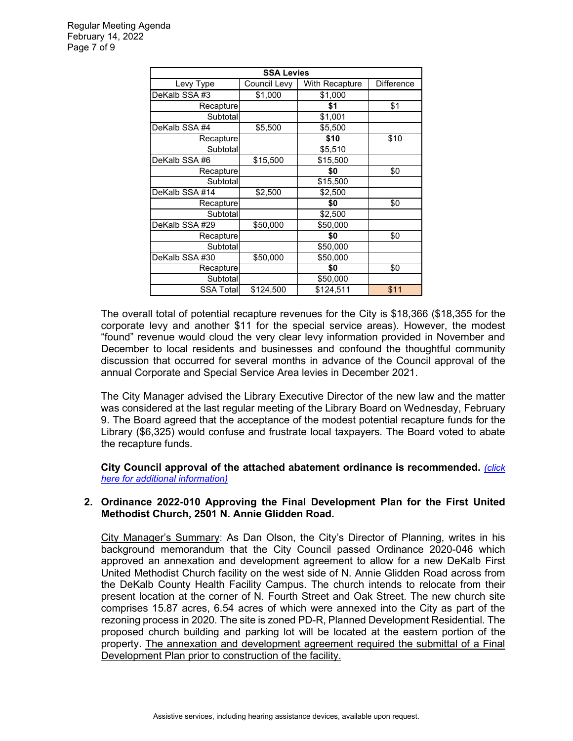| SSA Levies | | | |
|---|---|---|---|
| Levy Type | Council Levy | With Recapture | Difference |
| DeKalb SSA #3 | $1,000 | $1,000 | |
| Recapture | | **$1** | $1 |
| Subtotal | | $1,001 | |
| DeKalb SSA #4 | $5,500 | $5,500 | |
| Recapture | | **$10** | $10 |
| Subtotal | | $5,510 | |
| DeKalb SSA #6 | $15,500 | $15,500 | |
| Recapture | | **$0** | $0 |
| Subtotal | | $15,500 | |
| DeKalb SSA #14 | $2,500 | $2,500 | |
| Recapture | | **$0** | $0 |
| Subtotal | | $2,500 | |
| DeKalb SSA #29 | $50,000 | $50,000 | |
| Recapture | | **$0** | $0 |
| Subtotal | | $50,000 | |
| DeKalb SSA #30 | $50,000 | $50,000 | |
| Recapture | | **$0** | $0 |
| Subtotal | | $50,000 | |
| SSA Total | $124,500 | $124,511 | $11 |

The overall total of potential recapture revenues for the City is $18,366 ($18,355 for the corporate levy and another $11 for the special service areas). However, the modest "found" revenue would cloud the very clear levy information provided in November and December to local residents and businesses and confound the thoughtful community discussion that occurred for several months in advance of the Council approval of the annual Corporate and Special Service Area levies in December 2021.

The City Manager advised the Library Executive Director of the new law and the matter was considered at the last regular meeting of the Library Board on Wednesday, February 9. The Board agreed that the acceptance of the modest potential recapture funds for the Library ($6,325) would confuse and frustrate local taxpayers. The Board voted to abate the recapture funds.

**City Council approval of the attached abatement ordinance is recommended.** *(click here for additional information)*

**2. Ordinance 2022-010 Approving the Final Development Plan for the First United Methodist Church, 2501 N. Annie Glidden Road.**

City Manager's Summary: As Dan Olson, the City's Director of Planning, writes in his background memorandum that the City Council passed Ordinance 2020-046 which approved an annexation and development agreement to allow for a new DeKalb First United Methodist Church facility on the west side of N. Annie Glidden Road across from the DeKalb County Health Facility Campus. The church intends to relocate from their present location at the corner of N. Fourth Street and Oak Street. The new church site comprises 15.87 acres, 6.54 acres of which were annexed into the City as part of the rezoning process in 2020. The site is zoned PD-R, Planned Development Residential. The proposed church building and parking lot will be located at the eastern portion of the property. The annexation and development agreement required the submittal of a Final Development Plan prior to construction of the facility.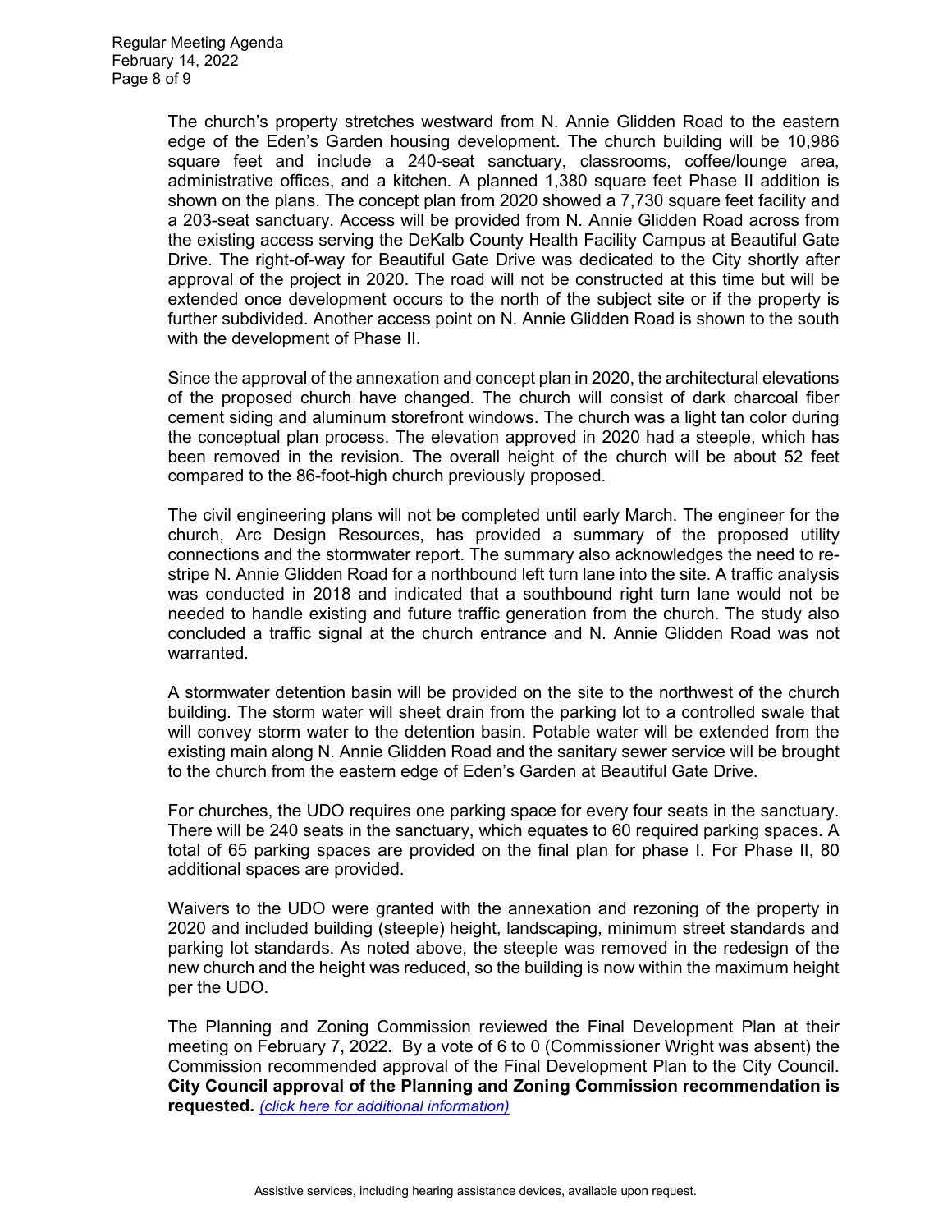The church's property stretches westward from N. Annie Glidden Road to the eastern edge of the Eden's Garden housing development. The church building will be 10,986 square feet and include a 240-seat sanctuary, classrooms, coffee/lounge area, administrative offices, and a kitchen. A planned 1,380 square feet Phase II addition is shown on the plans. The concept plan from 2020 showed a 7,730 square feet facility and a 203-seat sanctuary. Access will be provided from N. Annie Glidden Road across from the existing access serving the DeKalb County Health Facility Campus at Beautiful Gate Drive. The right-of-way for Beautiful Gate Drive was dedicated to the City shortly after approval of the project in 2020. The road will not be constructed at this time but will be extended once development occurs to the north of the subject site or if the property is further subdivided. Another access point on N. Annie Glidden Road is shown to the south with the development of Phase II.

Since the approval of the annexation and concept plan in 2020, the architectural elevations of the proposed church have changed. The church will consist of dark charcoal fiber cement siding and aluminum storefront windows. The church was a light tan color during the conceptual plan process. The elevation approved in 2020 had a steeple, which has been removed in the revision. The overall height of the church will be about 52 feet compared to the 86-foot-high church previously proposed.

The civil engineering plans will not be completed until early March. The engineer for the church, Arc Design Resources, has provided a summary of the proposed utility connections and the stormwater report. The summary also acknowledges the need to re-stripe N. Annie Glidden Road for a northbound left turn lane into the site. A traffic analysis was conducted in 2018 and indicated that a southbound right turn lane would not be needed to handle existing and future traffic generation from the church. The study also concluded a traffic signal at the church entrance and N. Annie Glidden Road was not warranted.

A stormwater detention basin will be provided on the site to the northwest of the church building. The storm water will sheet drain from the parking lot to a controlled swale that will convey storm water to the detention basin. Potable water will be extended from the existing main along N. Annie Glidden Road and the sanitary sewer service will be brought to the church from the eastern edge of Eden's Garden at Beautiful Gate Drive.

For churches, the UDO requires one parking space for every four seats in the sanctuary. There will be 240 seats in the sanctuary, which equates to 60 required parking spaces. A total of 65 parking spaces are provided on the final plan for phase I. For Phase II, 80 additional spaces are provided.

Waivers to the UDO were granted with the annexation and rezoning of the property in 2020 and included building (steeple) height, landscaping, minimum street standards and parking lot standards. As noted above, the steeple was removed in the redesign of the new church and the height was reduced, so the building is now within the maximum height per the UDO.

The Planning and Zoning Commission reviewed the Final Development Plan at their meeting on February 7, 2022. By a vote of 6 to 0 (Commissioner Wright was absent) the Commission recommended approval of the Final Development Plan to the City Council. **City Council approval of the Planning and Zoning Commission recommendation is requested.** *(click here for additional information)*

Assistive services, including hearing assistance devices, available upon request.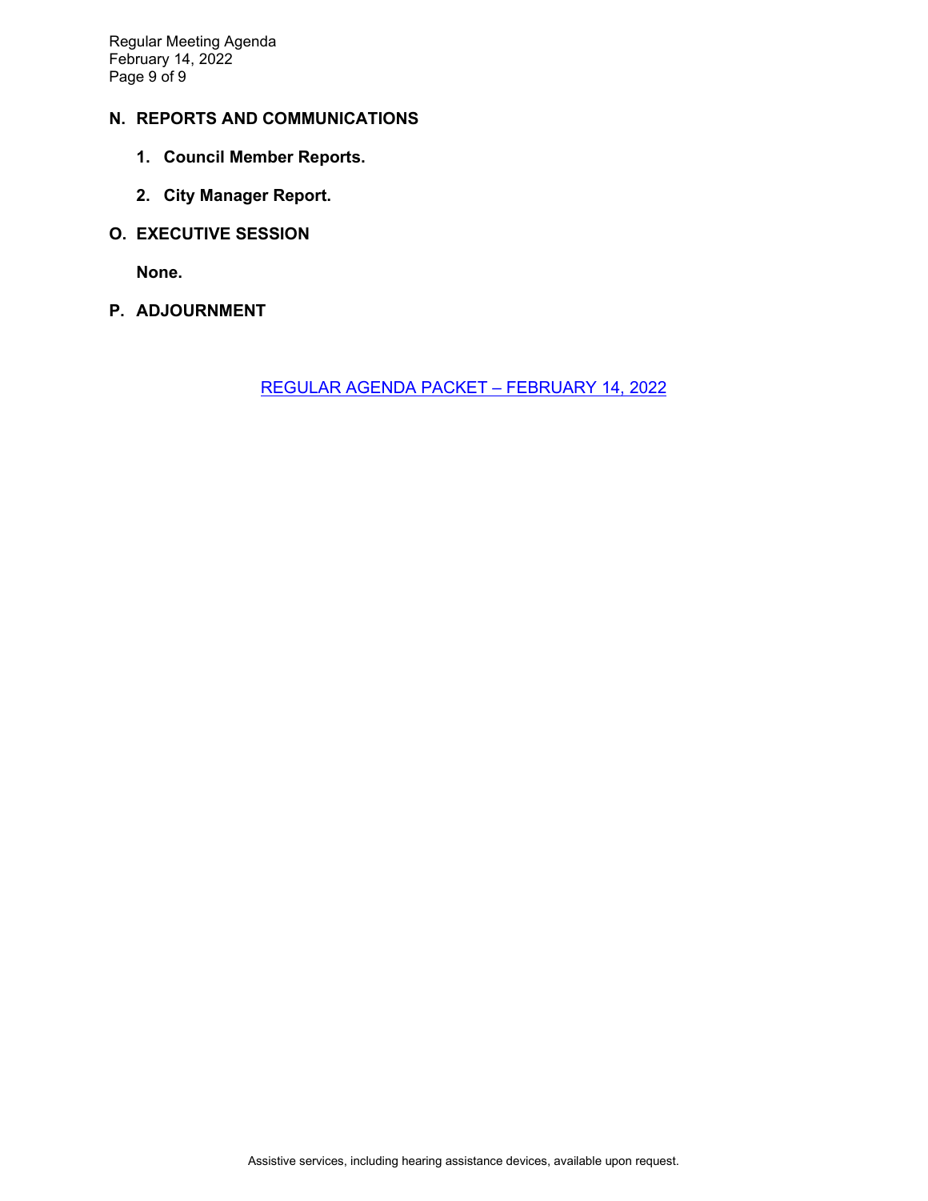## N. REPORTS AND COMMUNICATIONS

1. **Council Member Reports.**

2. **City Manager Report.**

## O. EXECUTIVE SESSION

**None.**

## P. ADJOURNMENT

REGULAR AGENDA PACKET – FEBRUARY 14, 2022

Assistive services, including hearing assistance devices, available upon request.